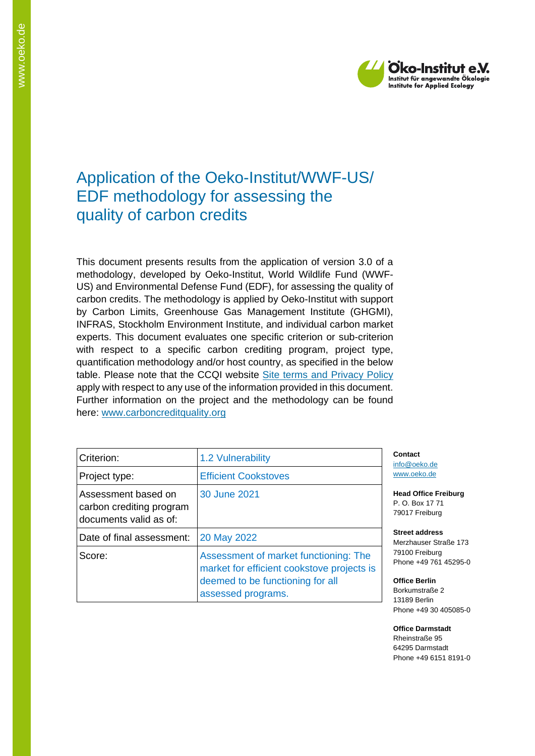# Application of the Oeko-Institut/WWF-US/ EDF methodology for assessing the quality of carbon credits

This document presents results from the application of version 3.0 of a methodology, developed by Oeko-Institut, World Wildlife Fund (WWF-US) and Environmental Defense Fund (EDF), for assessing the quality of carbon credits. The methodology is applied by Oeko-Institut with support by Carbon Limits, Greenhouse Gas Management Institute (GHGMI), INFRAS, Stockholm Environment Institute, and individual carbon market experts. This document evaluates one specific criterion or sub-criterion with respect to a specific carbon crediting program, project type, quantification methodology and/or host country, as specified in the below table. Please note that the CCQI website [Site terms and Privacy Policy](Site terms and Privacy Policy) apply with respect to any use of the information provided in this document. Further information on the project and the methodology can be found here: [www.carboncreditquality.org](www.carboncreditquality.org)

| Criterion: | 1.2 Vulnerability |
|---|---|
| Project type: | Efficient Cookstoves |
| Assessment based on carbon crediting program documents valid as of: | 30 June 2021 |
| Date of final assessment: | 20 May 2022 |
| Score: | Assessment of market functioning: The market for efficient cookstove projects is deemed to be functioning for all assessed programs. |

**Contact**
info@oeko.de
www.oeko.de

**Head Office Freiburg**
P. O. Box 17 71
79017 Freiburg

**Street address**
Merzhauser Straße 173
79100 Freiburg
Phone +49 761 45295-0

**Office Berlin**
Borkumstraße 2
13189 Berlin
Phone +49 30 405085-0

**Office Darmstadt**
Rheinstraße 95
64295 Darmstadt
Phone +49 6151 8191-0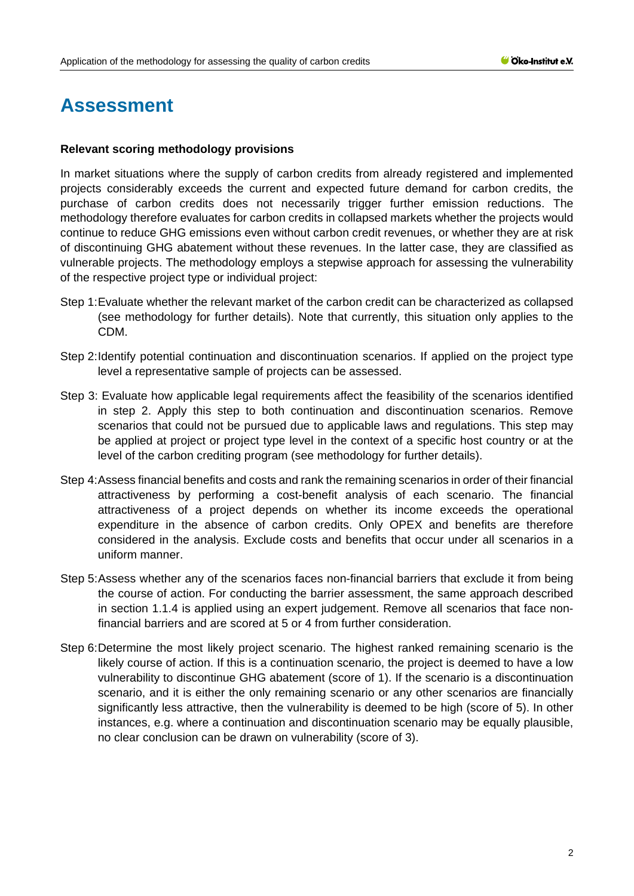# Assessment

**Relevant scoring methodology provisions**

In market situations where the supply of carbon credits from already registered and implemented projects considerably exceeds the current and expected future demand for carbon credits, the purchase of carbon credits does not necessarily trigger further emission reductions. The methodology therefore evaluates for carbon credits in collapsed markets whether the projects would continue to reduce GHG emissions even without carbon credit revenues, or whether they are at risk of discontinuing GHG abatement without these revenues. In the latter case, they are classified as vulnerable projects. The methodology employs a stepwise approach for assessing the vulnerability of the respective project type or individual project:

Step 1: Evaluate whether the relevant market of the carbon credit can be characterized as collapsed (see methodology for further details). Note that currently, this situation only applies to the CDM.

Step 2: Identify potential continuation and discontinuation scenarios. If applied on the project type level a representative sample of projects can be assessed.

Step 3: Evaluate how applicable legal requirements affect the feasibility of the scenarios identified in step 2. Apply this step to both continuation and discontinuation scenarios. Remove scenarios that could not be pursued due to applicable laws and regulations. This step may be applied at project or project type level in the context of a specific host country or at the level of the carbon crediting program (see methodology for further details).

Step 4: Assess financial benefits and costs and rank the remaining scenarios in order of their financial attractiveness by performing a cost-benefit analysis of each scenario. The financial attractiveness of a project depends on whether its income exceeds the operational expenditure in the absence of carbon credits. Only OPEX and benefits are therefore considered in the analysis. Exclude costs and benefits that occur under all scenarios in a uniform manner.

Step 5: Assess whether any of the scenarios faces non-financial barriers that exclude it from being the course of action. For conducting the barrier assessment, the same approach described in section 1.1.4 is applied using an expert judgement. Remove all scenarios that face non-financial barriers and are scored at 5 or 4 from further consideration.

Step 6: Determine the most likely project scenario. The highest ranked remaining scenario is the likely course of action. If this is a continuation scenario, the project is deemed to have a low vulnerability to discontinue GHG abatement (score of 1). If the scenario is a discontinuation scenario, and it is either the only remaining scenario or any other scenarios are financially significantly less attractive, then the vulnerability is deemed to be high (score of 5). In other instances, e.g. where a continuation and discontinuation scenario may be equally plausible, no clear conclusion can be drawn on vulnerability (score of 3).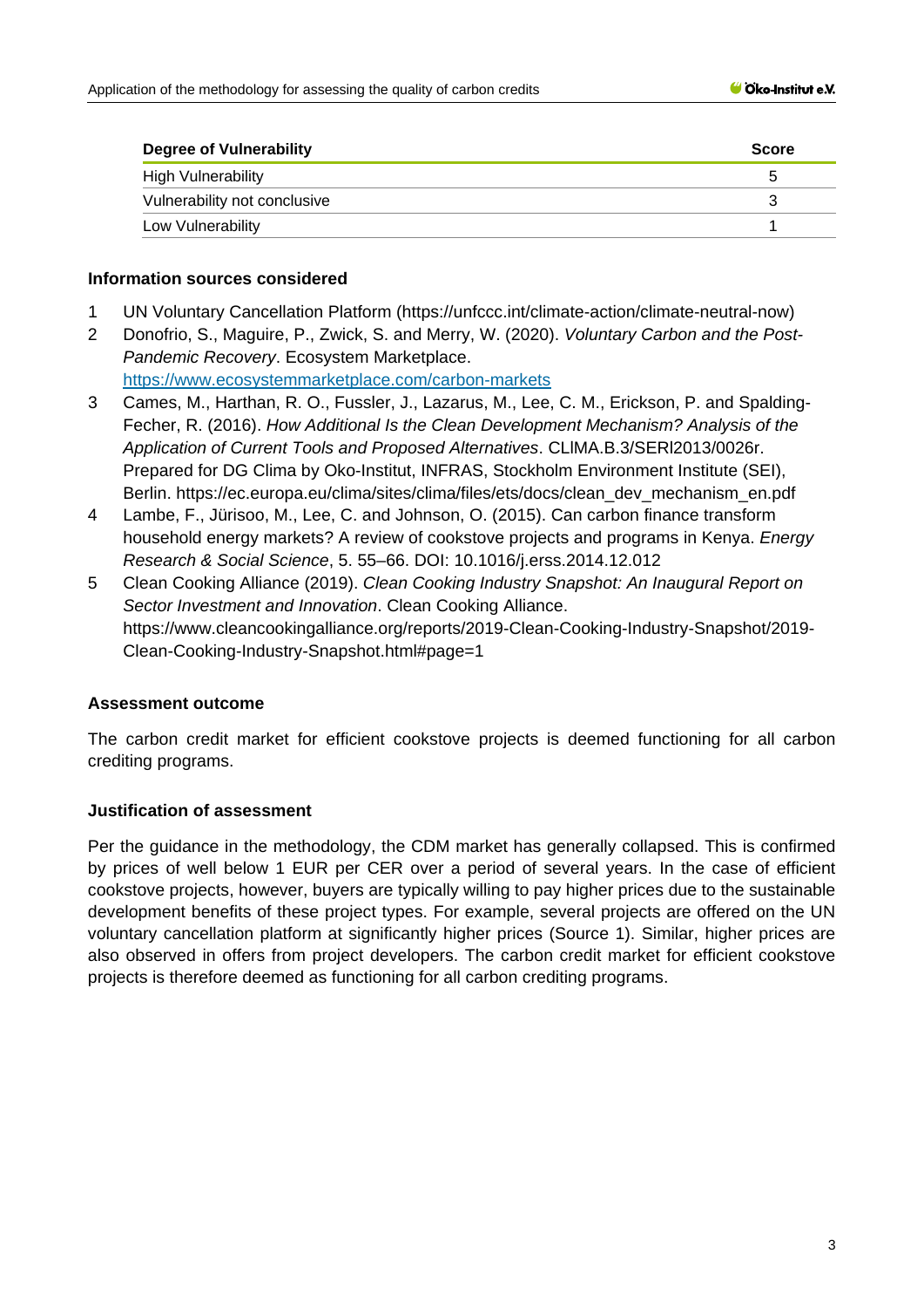| Degree of Vulnerability | Score |
| --- | --- |
| High Vulnerability | 5 |
| Vulnerability not conclusive | 3 |
| Low Vulnerability | 1 |

**Information sources considered**

1. UN Voluntary Cancellation Platform (https://unfccc.int/climate-action/climate-neutral-now)
2. Donofrio, S., Maguire, P., Zwick, S. and Merry, W. (2020). *Voluntary Carbon and the Post-Pandemic Recovery*. Ecosystem Marketplace. https://www.ecosystemmarketplace.com/carbon-markets
3. Cames, M., Harthan, R. O., Fussler, J., Lazarus, M., Lee, C. M., Erickson, P. and Spalding-Fecher, R. (2016). *How Additional Is the Clean Development Mechanism? Analysis of the Application of Current Tools and Proposed Alternatives*. CLIMA.B.3/SERI2013/0026r. Prepared for DG Clima by Oko-Institut, INFRAS, Stockholm Environment Institute (SEI), Berlin. https://ec.europa.eu/clima/sites/clima/files/ets/docs/clean_dev_mechanism_en.pdf
4. Lambe, F., Jürisoo, M., Lee, C. and Johnson, O. (2015). Can carbon finance transform household energy markets? A review of cookstove projects and programs in Kenya. *Energy Research & Social Science*, 5. 55–66. DOI: 10.1016/j.erss.2014.12.012
5. Clean Cooking Alliance (2019). *Clean Cooking Industry Snapshot: An Inaugural Report on Sector Investment and Innovation*. Clean Cooking Alliance. https://www.cleancookingalliance.org/reports/2019-Clean-Cooking-Industry-Snapshot/2019-Clean-Cooking-Industry-Snapshot.html#page=1

**Assessment outcome**

The carbon credit market for efficient cookstove projects is deemed functioning for all carbon crediting programs.

**Justification of assessment**

Per the guidance in the methodology, the CDM market has generally collapsed. This is confirmed by prices of well below 1 EUR per CER over a period of several years. In the case of efficient cookstove projects, however, buyers are typically willing to pay higher prices due to the sustainable development benefits of these project types. For example, several projects are offered on the UN voluntary cancellation platform at significantly higher prices (Source 1). Similar, higher prices are also observed in offers from project developers. The carbon credit market for efficient cookstove projects is therefore deemed as functioning for all carbon crediting programs.